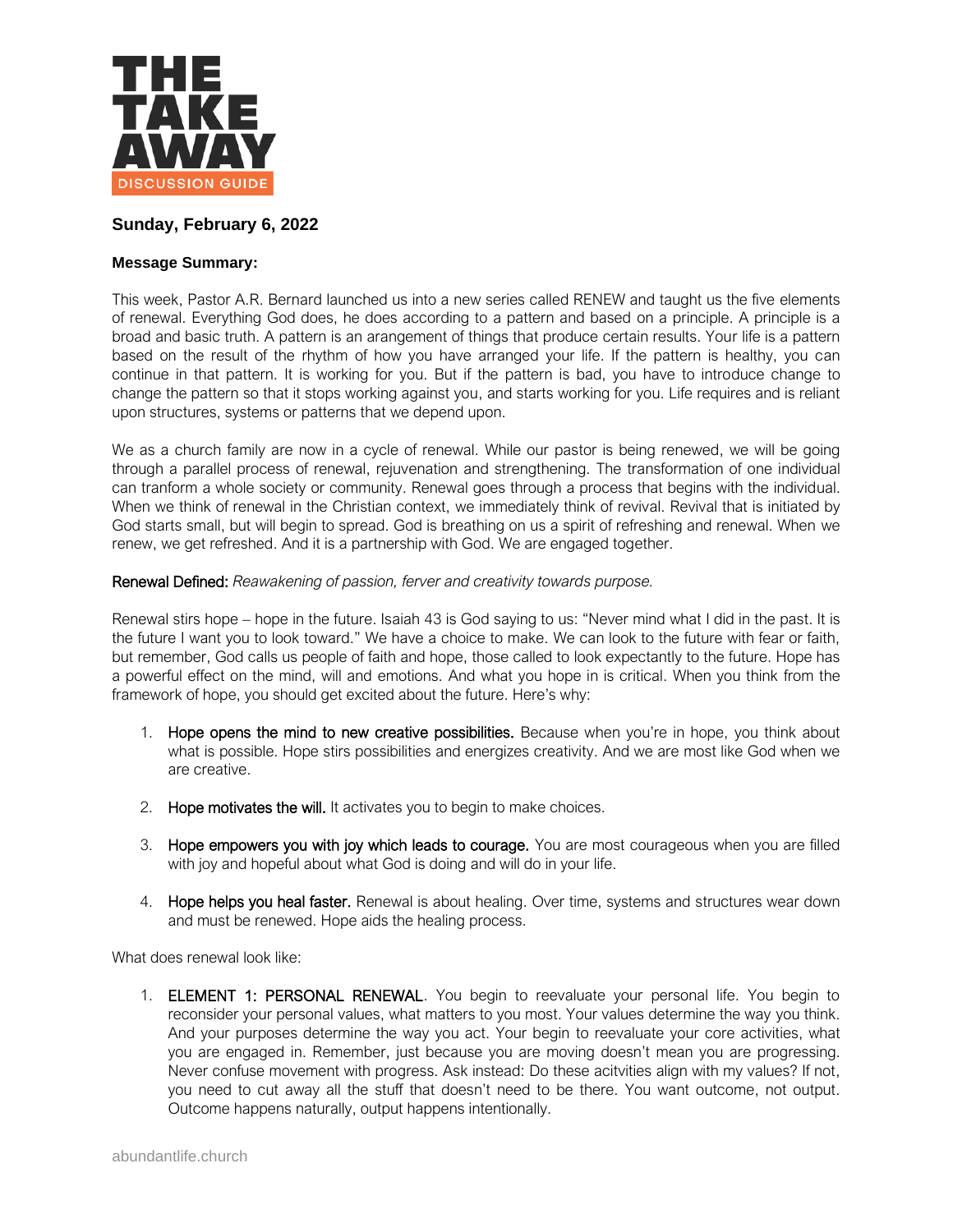# THE TAKE AWAY

DISCUSSION GUIDE

**Sunday, February 6, 2022**

**Message Summary:**

This week, Pastor A.R. Bernard launched us into a new series called RENEW and taught us the five elements of renewal. Everything God does, he does according to a pattern and based on a principle. A principle is a broad and basic truth. A pattern is an arangement of things that produce certain results. Your life is a pattern based on the result of the rhythm of how you have arranged your life. If the pattern is healthy, you can continue in that pattern. It is working for you. But if the pattern is bad, you have to introduce change to change the pattern so that it stops working against you, and starts working for you. Life requires and is reliant upon structures, systems or patterns that we depend upon.

We as a church family are now in a cycle of renewal. While our pastor is being renewed, we will be going through a parallel process of renewal, rejuvenation and strengthening. The transformation of one individual can tranform a whole society or community. Renewal goes through a process that begins with the individual. When we think of renewal in the Christian context, we immediately think of revival. Revival that is initiated by God starts small, but will begin to spread. God is breathing on us a spirit of refreshing and renewal. When we renew, we get refreshed. And it is a partnership with God. We are engaged together.

**Renewal Defined:** *Reawakening of passion, ferver and creativity towards purpose.*

Renewal stirs hope – hope in the future. Isaiah 43 is God saying to us: "Never mind what I did in the past. It is the future I want you to look toward." We have a choice to make. We can look to the future with fear or faith, but remember, God calls us people of faith and hope, those called to look expectantly to the future. Hope has a powerful effect on the mind, will and emotions. And what you hope in is critical. When you think from the framework of hope, you should get excited about the future. Here's why:

1. **Hope opens the mind to new creative possibilities.** Because when you're in hope, you think about what is possible. Hope stirs possibilities and energizes creativity. And we are most like God when we are creative.
2. **Hope motivates the will.** It activates you to begin to make choices.
3. **Hope empowers you with joy which leads to courage.** You are most courageous when you are filled with joy and hopeful about what God is doing and will do in your life.
4. **Hope helps you heal faster.** Renewal is about healing. Over time, systems and structures wear down and must be renewed. Hope aids the healing process.

What does renewal look like:

1. **ELEMENT 1: PERSONAL RENEWAL**. You begin to reevaluate your personal life. You begin to reconsider your personal values, what matters to you most. Your values determine the way you think. And your purposes determine the way you act. Your begin to reevaluate your core activities, what you are engaged in. Remember, just because you are moving doesn't mean you are progressing. Never confuse movement with progress. Ask instead: Do these acitvities align with my values? If not, you need to cut away all the stuff that doesn't need to be there. You want outcome, not output. Outcome happens naturally, output happens intentionally.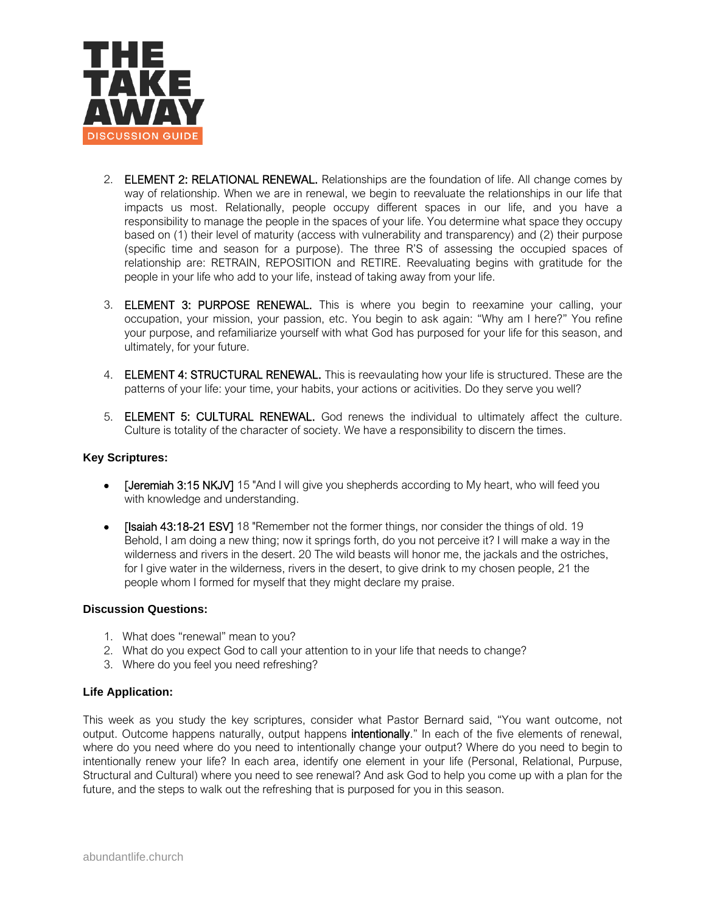THE TAKE AWAY

DISCUSSION GUIDE

2. **ELEMENT 2: RELATIONAL RENEWAL.** Relationships are the foundation of life. All change comes by way of relationship. When we are in renewal, we begin to reevaluate the relationships in our life that impacts us most. Relationally, people occupy different spaces in our life, and you have a responsibility to manage the people in the spaces of your life. You determine what space they occupy based on (1) their level of maturity (access with vulnerability and transparency) and (2) their purpose (specific time and season for a purpose). The three R'S of assessing the occupied spaces of relationship are: RETRAIN, REPOSITION and RETIRE. Reevaluating begins with gratitude for the people in your life who add to your life, instead of taking away from your life.

3. **ELEMENT 3: PURPOSE RENEWAL.** This is where you begin to reexamine your calling, your occupation, your mission, your passion, etc. You begin to ask again: "Why am I here?" You refine your purpose, and refamiliarize yourself with what God has purposed for your life for this season, and ultimately, for your future.

4. **ELEMENT 4: STRUCTURAL RENEWAL.** This is reevaulating how your life is structured. These are the patterns of your life: your time, your habits, your actions or acitivities. Do they serve you well?

5. **ELEMENT 5: CULTURAL RENEWAL.** God renews the individual to ultimately affect the culture. Culture is totality of the character of society. We have a responsibility to discern the times.

**Key Scriptures:**

- [Jeremiah 3:15 NKJV] 15 "And I will give you shepherds according to My heart, who will feed you with knowledge and understanding.

- [Isaiah 43:18-21 ESV] 18 "Remember not the former things, nor consider the things of old. 19 Behold, I am doing a new thing; now it springs forth, do you not perceive it? I will make a way in the wilderness and rivers in the desert. 20 The wild beasts will honor me, the jackals and the ostriches, for I give water in the wilderness, rivers in the desert, to give drink to my chosen people, 21 the people whom I formed for myself that they might declare my praise.

**Discussion Questions:**

1. What does "renewal" mean to you?
2. What do you expect God to call your attention to in your life that needs to change?
3. Where do you feel you need refreshing?

**Life Application:**

This week as you study the key scriptures, consider what Pastor Bernard said, "You want outcome, not output. Outcome happens naturally, output happens **intentionally**." In each of the five elements of renewal, where do you need where do you need to intentionally change your output? Where do you need to begin to intentionally renew your life? In each area, identify one element in your life (Personal, Relational, Purpuse, Structural and Cultural) where you need to see renewal? And ask God to help you come up with a plan for the future, and the steps to walk out the refreshing that is purposed for you in this season.

abundantlife.church